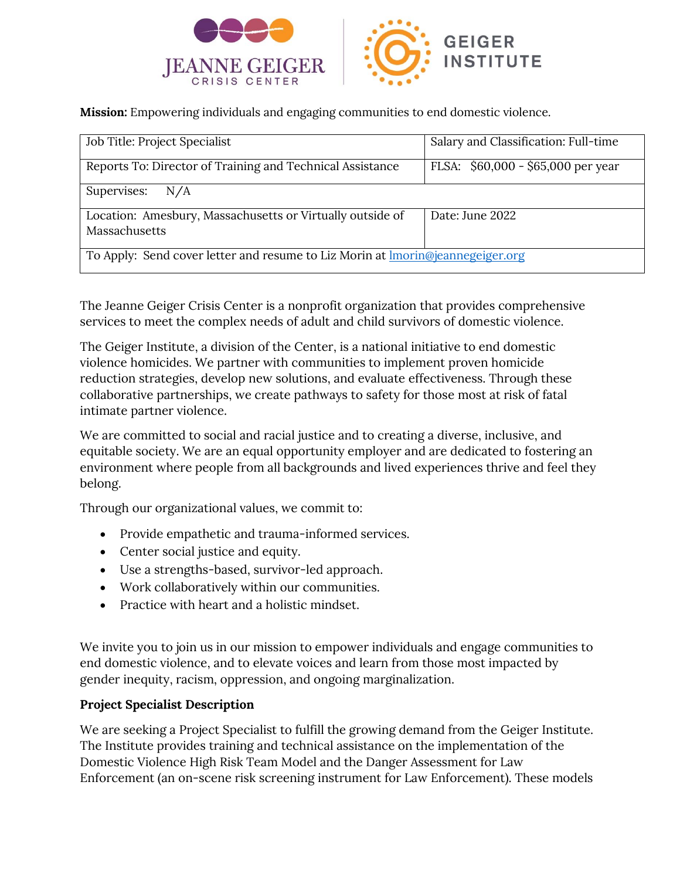JEANNE GEIGER CRISIS CENTER | GEIGER INSTITUTE

**Mission:** Empowering individuals and engaging communities to end domestic violence.

| Job Title: Project Specialist | Salary and Classification: Full-time |
|---|---|
| Reports To: Director of Training and Technical Assistance | FLSA: $60,000 - $65,000 per year |
| Supervises: N/A | |
| Location: Amesbury, Massachusetts or Virtually outside of Massachusetts | Date: June 2022 |
| To Apply: Send cover letter and resume to Liz Morin at lmorin@jeannegeiger.org | |

The Jeanne Geiger Crisis Center is a nonprofit organization that provides comprehensive services to meet the complex needs of adult and child survivors of domestic violence.

The Geiger Institute, a division of the Center, is a national initiative to end domestic violence homicides. We partner with communities to implement proven homicide reduction strategies, develop new solutions, and evaluate effectiveness. Through these collaborative partnerships, we create pathways to safety for those most at risk of fatal intimate partner violence.

We are committed to social and racial justice and to creating a diverse, inclusive, and equitable society. We are an equal opportunity employer and are dedicated to fostering an environment where people from all backgrounds and lived experiences thrive and feel they belong.

Through our organizational values, we commit to:

- Provide empathetic and trauma-informed services.
- Center social justice and equity.
- Use a strengths-based, survivor-led approach.
- Work collaboratively within our communities.
- Practice with heart and a holistic mindset.

We invite you to join us in our mission to empower individuals and engage communities to end domestic violence, and to elevate voices and learn from those most impacted by gender inequity, racism, oppression, and ongoing marginalization.

**Project Specialist Description**

We are seeking a Project Specialist to fulfill the growing demand from the Geiger Institute. The Institute provides training and technical assistance on the implementation of the Domestic Violence High Risk Team Model and the Danger Assessment for Law Enforcement (an on-scene risk screening instrument for Law Enforcement). These models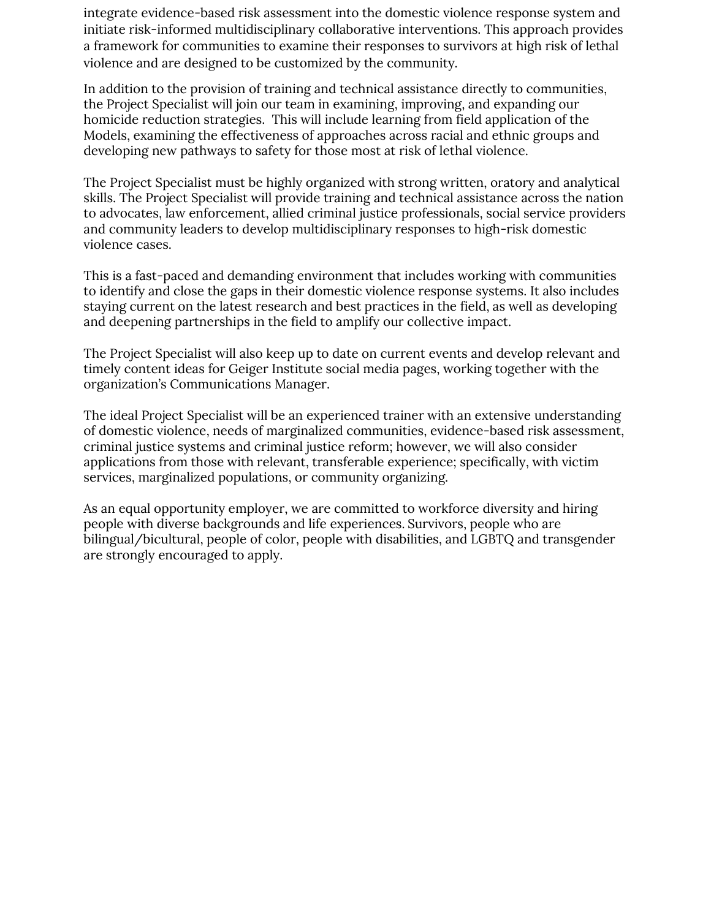integrate evidence-based risk assessment into the domestic violence response system and initiate risk-informed multidisciplinary collaborative interventions. This approach provides a framework for communities to examine their responses to survivors at high risk of lethal violence and are designed to be customized by the community.

In addition to the provision of training and technical assistance directly to communities, the Project Specialist will join our team in examining, improving, and expanding our homicide reduction strategies.  This will include learning from field application of the Models, examining the effectiveness of approaches across racial and ethnic groups and developing new pathways to safety for those most at risk of lethal violence.

The Project Specialist must be highly organized with strong written, oratory and analytical skills. The Project Specialist will provide training and technical assistance across the nation to advocates, law enforcement, allied criminal justice professionals, social service providers and community leaders to develop multidisciplinary responses to high-risk domestic violence cases.

This is a fast-paced and demanding environment that includes working with communities to identify and close the gaps in their domestic violence response systems. It also includes staying current on the latest research and best practices in the field, as well as developing and deepening partnerships in the field to amplify our collective impact.

The Project Specialist will also keep up to date on current events and develop relevant and timely content ideas for Geiger Institute social media pages, working together with the organization's Communications Manager.

The ideal Project Specialist will be an experienced trainer with an extensive understanding of domestic violence, needs of marginalized communities, evidence-based risk assessment, criminal justice systems and criminal justice reform; however, we will also consider applications from those with relevant, transferable experience; specifically, with victim services, marginalized populations, or community organizing.

As an equal opportunity employer, we are committed to workforce diversity and hiring people with diverse backgrounds and life experiences. Survivors, people who are bilingual/bicultural, people of color, people with disabilities, and LGBTQ and transgender are strongly encouraged to apply.